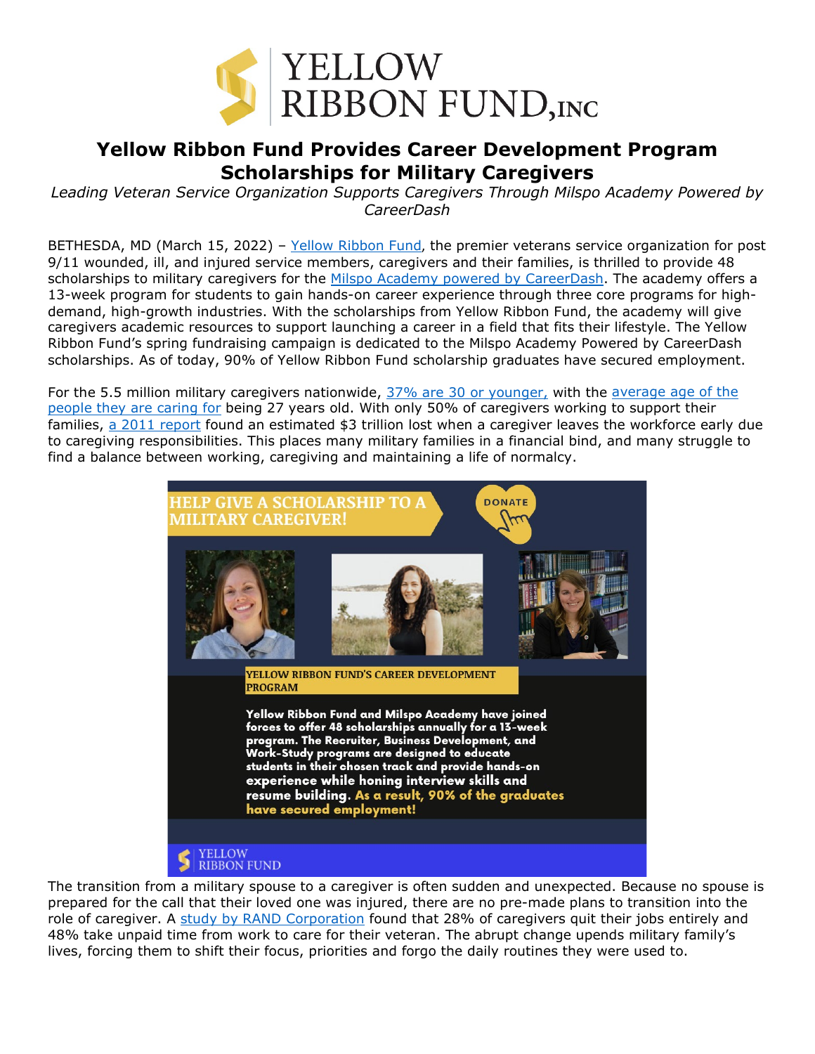# Yellow Ribbon Fund Provides Career Development Program Scholarships for Military Caregivers

*Leading Veteran Service Organization Supports Caregivers Through Milspo Academy Powered by CareerDash*

BETHESDA, MD (March 15, 2022) – Yellow Ribbon Fund, the premier veterans service organization for post 9/11 wounded, ill, and injured service members, caregivers and their families, is thrilled to provide 48 scholarships to military caregivers for the Milspo Academy powered by CareerDash. The academy offers a 13-week program for students to gain hands-on career experience through three core programs for high-demand, high-growth industries. With the scholarships from Yellow Ribbon Fund, the academy will give caregivers academic resources to support launching a career in a field that fits their lifestyle. The Yellow Ribbon Fund's spring fundraising campaign is dedicated to the Milspo Academy Powered by CareerDash scholarships. As of today, 90% of Yellow Ribbon Fund scholarship graduates have secured employment.

For the 5.5 million military caregivers nationwide, 37% are 30 or younger, with the average age of the people they are caring for being 27 years old. With only 50% of caregivers working to support their families, a 2011 report found an estimated $3 trillion lost when a caregiver leaves the workforce early due to caregiving responsibilities. This places many military families in a financial bind, and many struggle to find a balance between working, caregiving and maintaining a life of normalcy.

HELP GIVE A SCHOLARSHIP TO A MILITARY CAREGIVER!

DONATE

YELLOW RIBBON FUND'S CAREER DEVELOPMENT PROGRAM

**Yellow Ribbon Fund and Milspo Academy have joined forces to offer 48 scholarships annually for a 13-week program. The Recruiter, Business Development, and Work-Study programs are designed to educate students in their chosen track and provide hands-on experience while honing interview skills and resume building. As a result, 90% of the graduates have secured employment!**

YELLOW RIBBON FUND

The transition from a military spouse to a caregiver is often sudden and unexpected. Because no spouse is prepared for the call that their loved one was injured, there are no pre-made plans to transition into the role of caregiver. A study by RAND Corporation found that 28% of caregivers quit their jobs entirely and 48% take unpaid time from work to care for their veteran. The abrupt change upends military family's lives, forcing them to shift their focus, priorities and forgo the daily routines they were used to.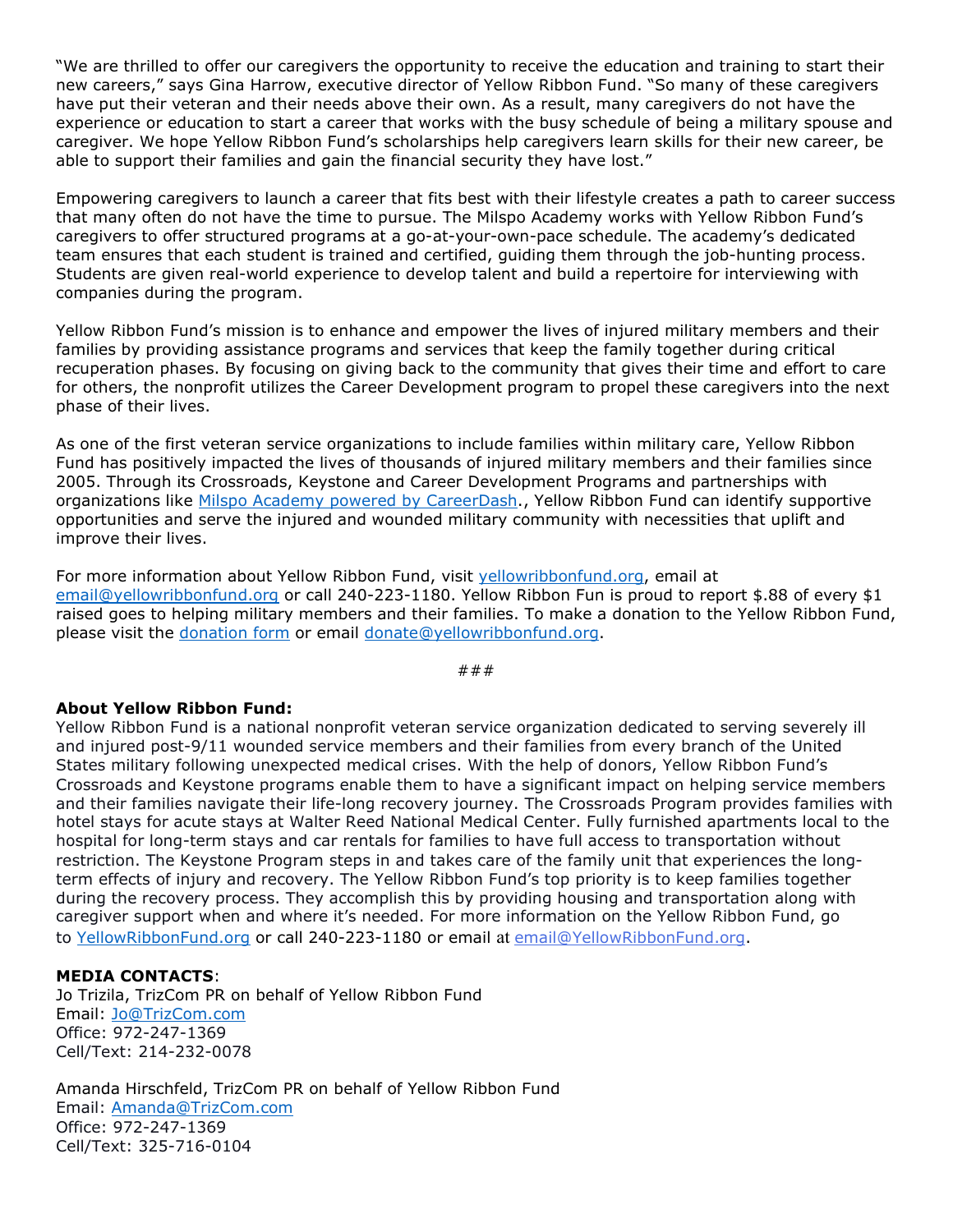"We are thrilled to offer our caregivers the opportunity to receive the education and training to start their new careers," says Gina Harrow, executive director of Yellow Ribbon Fund. "So many of these caregivers have put their veteran and their needs above their own. As a result, many caregivers do not have the experience or education to start a career that works with the busy schedule of being a military spouse and caregiver. We hope Yellow Ribbon Fund's scholarships help caregivers learn skills for their new career, be able to support their families and gain the financial security they have lost."

Empowering caregivers to launch a career that fits best with their lifestyle creates a path to career success that many often do not have the time to pursue. The Milspo Academy works with Yellow Ribbon Fund's caregivers to offer structured programs at a go-at-your-own-pace schedule. The academy's dedicated team ensures that each student is trained and certified, guiding them through the job-hunting process. Students are given real-world experience to develop talent and build a repertoire for interviewing with companies during the program.

Yellow Ribbon Fund's mission is to enhance and empower the lives of injured military members and their families by providing assistance programs and services that keep the family together during critical recuperation phases. By focusing on giving back to the community that gives their time and effort to care for others, the nonprofit utilizes the Career Development program to propel these caregivers into the next phase of their lives.

As one of the first veteran service organizations to include families within military care, Yellow Ribbon Fund has positively impacted the lives of thousands of injured military members and their families since 2005. Through its Crossroads, Keystone and Career Development Programs and partnerships with organizations like Milspo Academy powered by CareerDash., Yellow Ribbon Fund can identify supportive opportunities and serve the injured and wounded military community with necessities that uplift and improve their lives.

For more information about Yellow Ribbon Fund, visit yellowribbonfund.org, email at email@yellowribbonfund.org or call 240-223-1180. Yellow Ribbon Fun is proud to report $.88 of every $1 raised goes to helping military members and their families. To make a donation to the Yellow Ribbon Fund, please visit the donation form or email donate@yellowribbonfund.org.

###

**About Yellow Ribbon Fund:**
Yellow Ribbon Fund is a national nonprofit veteran service organization dedicated to serving severely ill and injured post-9/11 wounded service members and their families from every branch of the United States military following unexpected medical crises. With the help of donors, Yellow Ribbon Fund's Crossroads and Keystone programs enable them to have a significant impact on helping service members and their families navigate their life-long recovery journey. The Crossroads Program provides families with hotel stays for acute stays at Walter Reed National Medical Center. Fully furnished apartments local to the hospital for long-term stays and car rentals for families to have full access to transportation without restriction. The Keystone Program steps in and takes care of the family unit that experiences the long-term effects of injury and recovery. The Yellow Ribbon Fund's top priority is to keep families together during the recovery process. They accomplish this by providing housing and transportation along with caregiver support when and where it's needed. For more information on the Yellow Ribbon Fund, go to YellowRibbonFund.org or call 240-223-1180 or email at email@YellowRibbonFund.org.

**MEDIA CONTACTS**:
Jo Trizila, TrizCom PR on behalf of Yellow Ribbon Fund
Email: Jo@TrizCom.com
Office: 972-247-1369
Cell/Text: 214-232-0078

Amanda Hirschfeld, TrizCom PR on behalf of Yellow Ribbon Fund
Email: Amanda@TrizCom.com
Office: 972-247-1369
Cell/Text: 325-716-0104